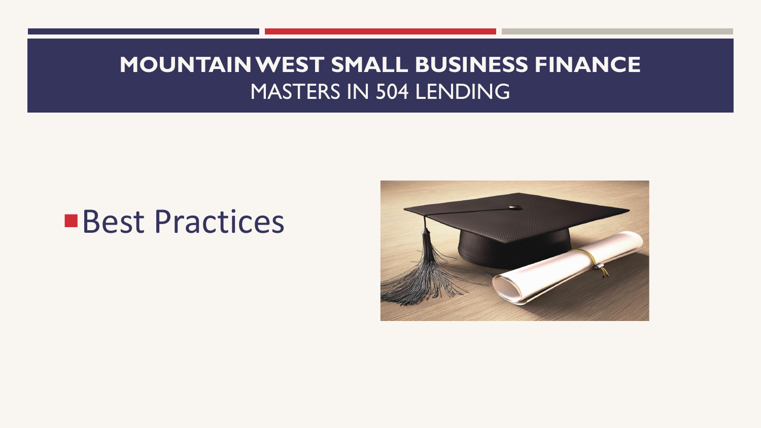# MOUNTAIN WEST SMALL BUSINESS FINANCE

## MASTERS IN 504 LENDING

- Best Practices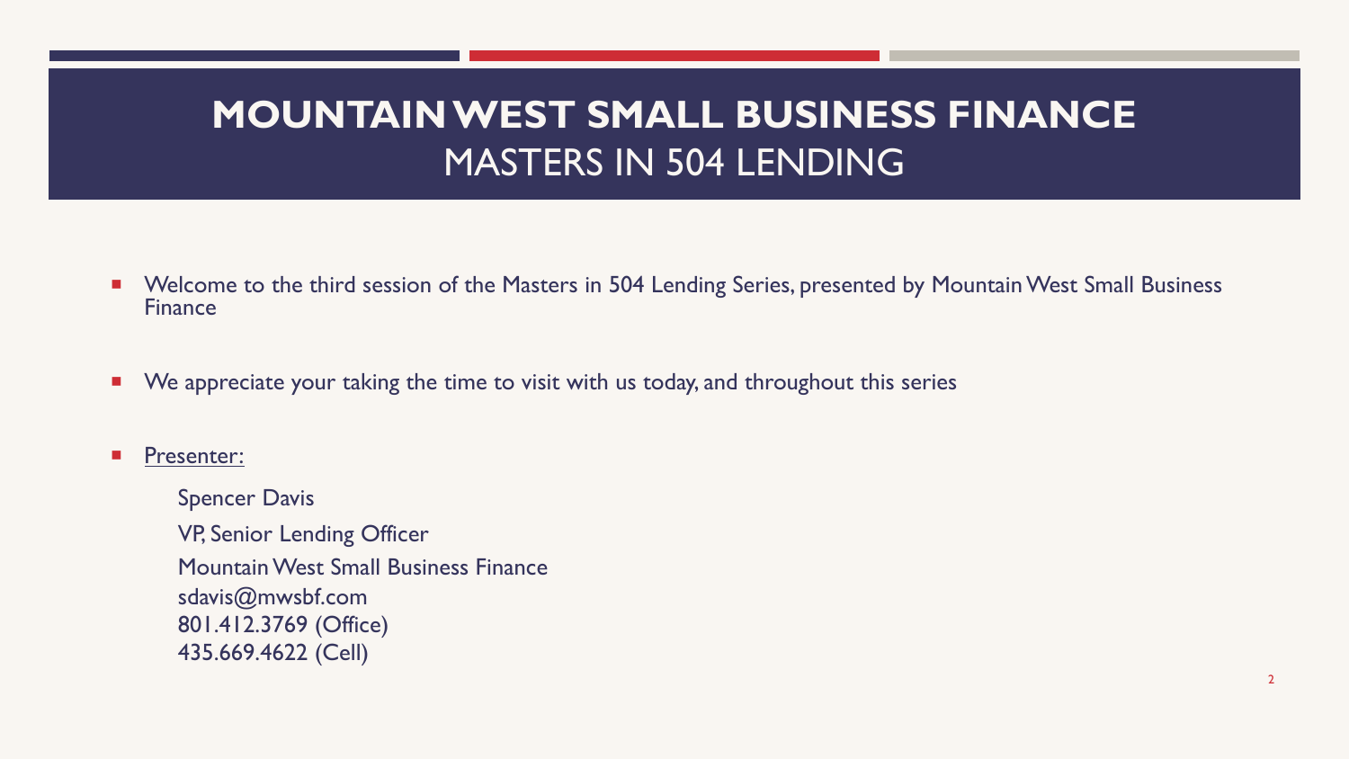# MOUNTAIN WEST SMALL BUSINESS FINANCE

## MASTERS IN 504 LENDING

- Welcome to the third session of the Masters in 504 Lending Series, presented by Mountain West Small Business Finance

- We appreciate your taking the time to visit with us today, and throughout this series

- Presenter:

  Spencer Davis

  VP, Senior Lending Officer

  Mountain West Small Business Finance
  sdavis@mwsbf.com
  801.412.3769 (Office)
  435.669.4622 (Cell)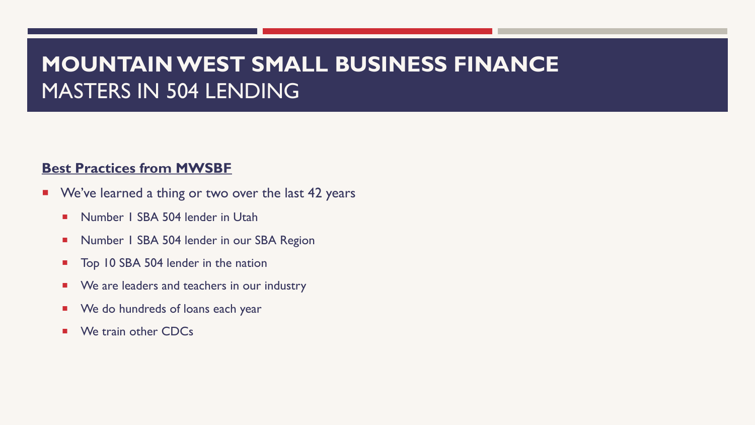# MOUNTAIN WEST SMALL BUSINESS FINANCE
## MASTERS IN 504 LENDING

**Best Practices from MWSBF**

- We've learned a thing or two over the last 42 years
  - Number 1 SBA 504 lender in Utah
  - Number 1 SBA 504 lender in our SBA Region
  - Top 10 SBA 504 lender in the nation
  - We are leaders and teachers in our industry
  - We do hundreds of loans each year
  - We train other CDCs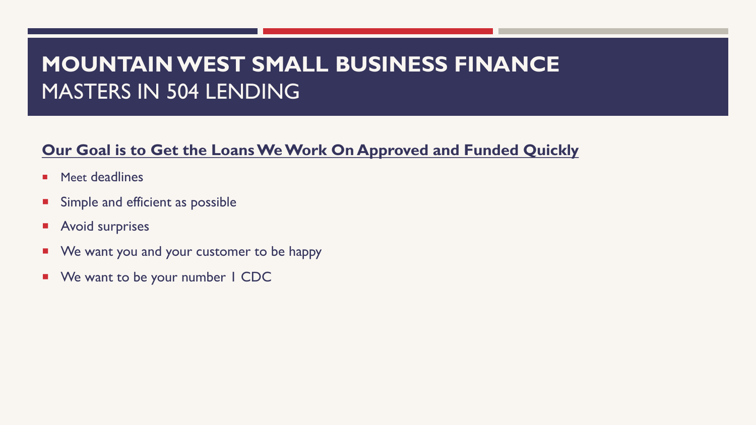# MOUNTAIN WEST SMALL BUSINESS FINANCE
## MASTERS IN 504 LENDING

**Our Goal is to Get the Loans We Work On Approved and Funded Quickly**

- Meet deadlines
- Simple and efficient as possible
- Avoid surprises
- We want you and your customer to be happy
- We want to be your number 1 CDC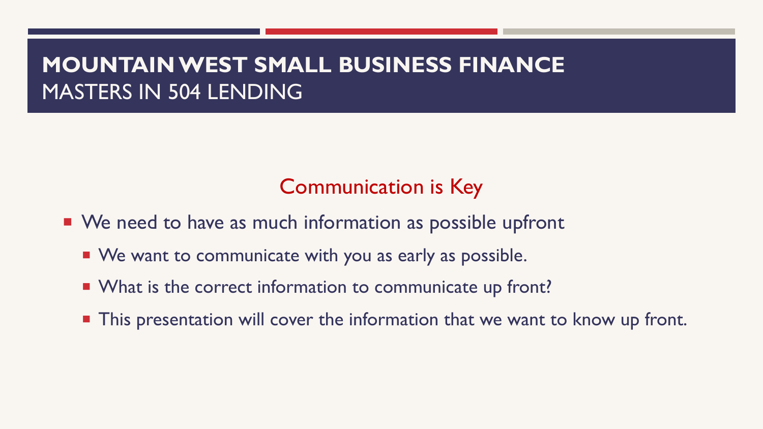# MOUNTAIN WEST SMALL BUSINESS FINANCE
## MASTERS IN 504 LENDING

### Communication is Key

- We need to have as much information as possible upfront
  - We want to communicate with you as early as possible.
  - What is the correct information to communicate up front?
  - This presentation will cover the information that we want to know up front.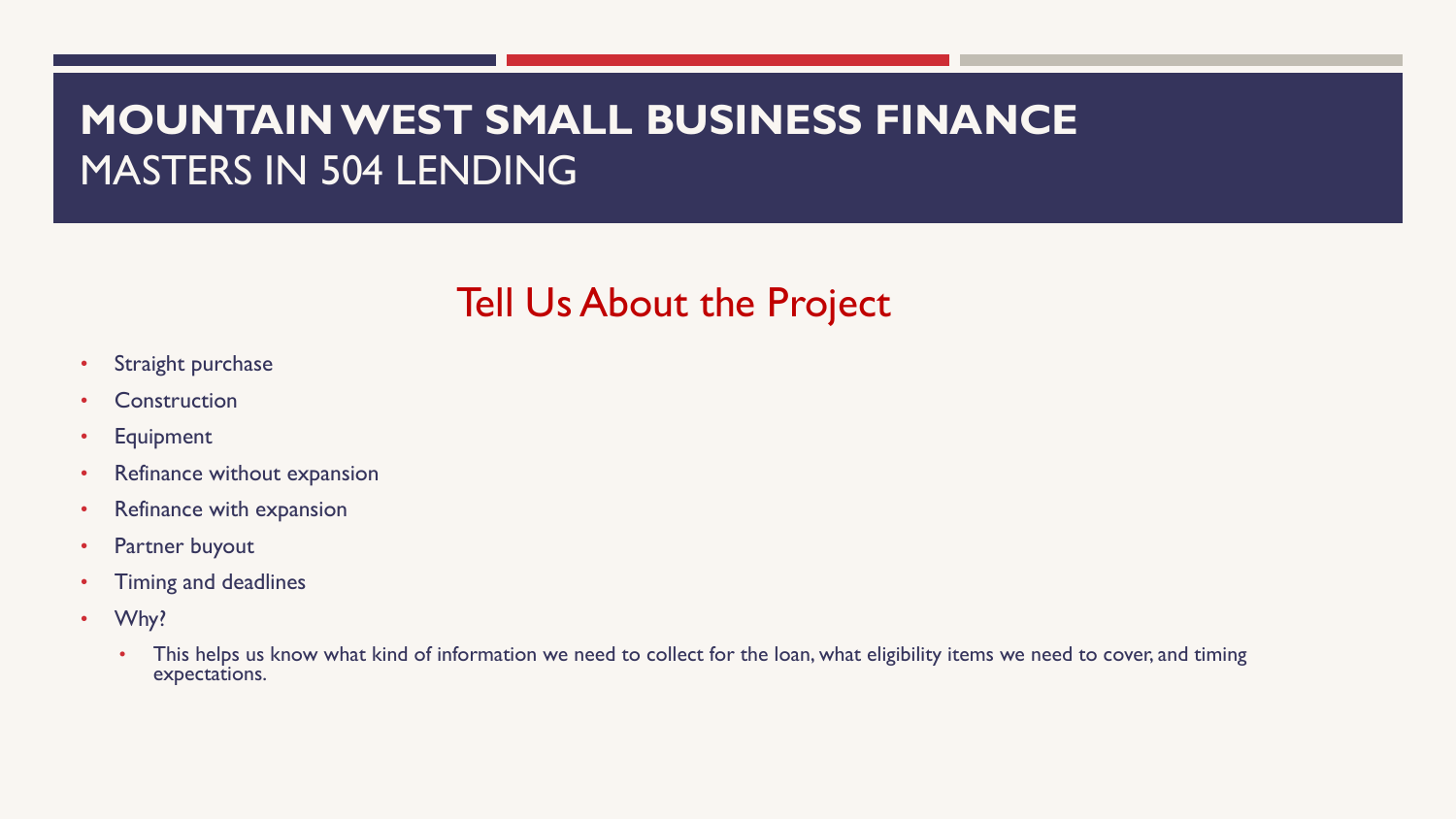# MOUNTAIN WEST SMALL BUSINESS FINANCE
MASTERS IN 504 LENDING

## Tell Us About the Project

- Straight purchase
- Construction
- Equipment
- Refinance without expansion
- Refinance with expansion
- Partner buyout
- Timing and deadlines
- Why?
  - This helps us know what kind of information we need to collect for the loan, what eligibility items we need to cover, and timing expectations.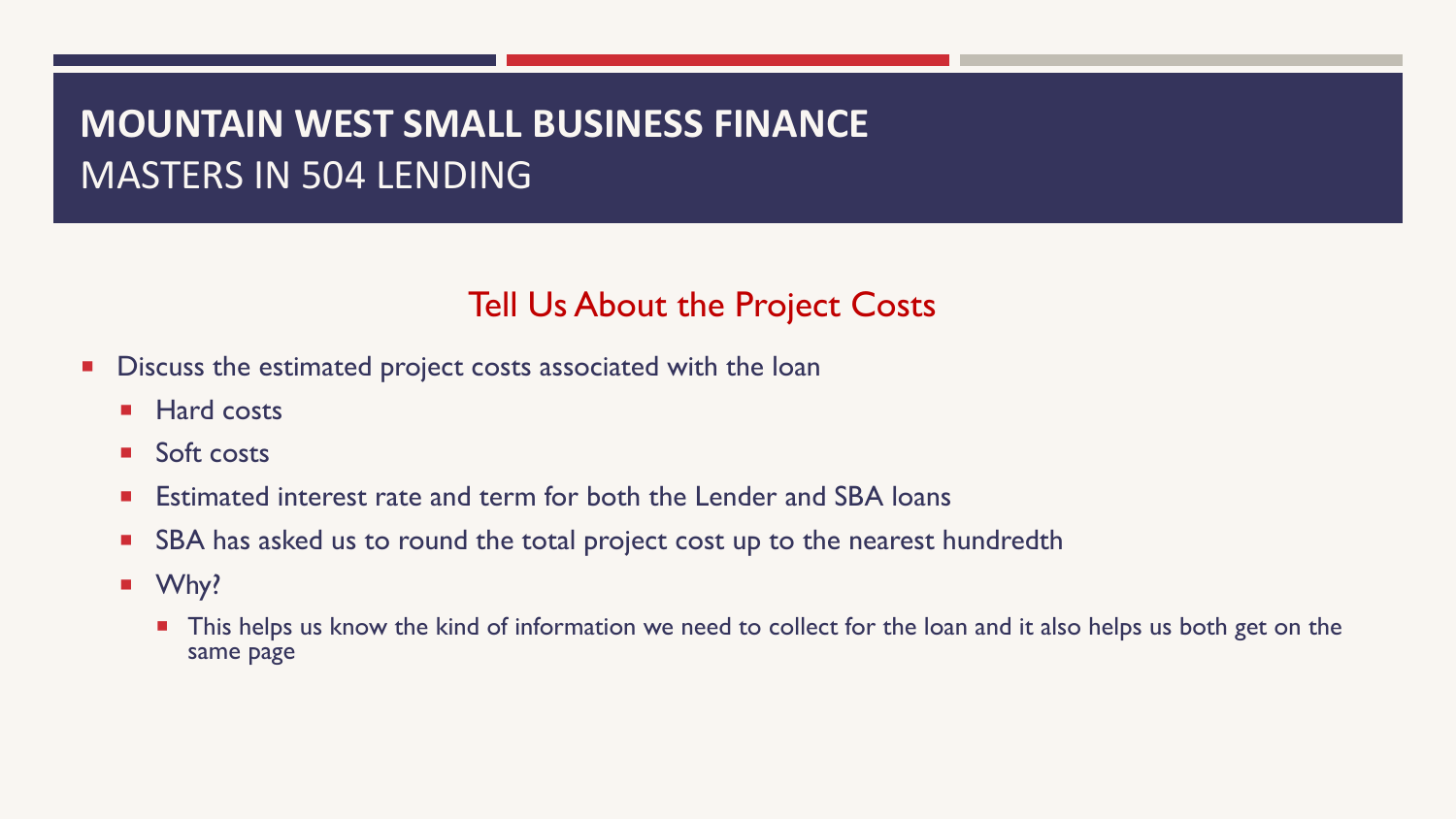# MOUNTAIN WEST SMALL BUSINESS FINANCE
## MASTERS IN 504 LENDING

### Tell Us About the Project Costs

- Discuss the estimated project costs associated with the loan
  - Hard costs
  - Soft costs
  - Estimated interest rate and term for both the Lender and SBA loans
  - SBA has asked us to round the total project cost up to the nearest hundredth
  - Why?
    - This helps us know the kind of information we need to collect for the loan and it also helps us both get on the same page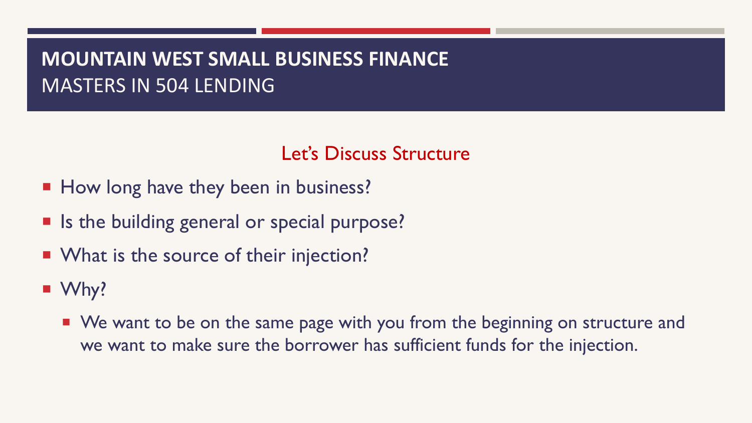# MOUNTAIN WEST SMALL BUSINESS FINANCE

MASTERS IN 504 LENDING

## Let's Discuss Structure

- How long have they been in business?
- Is the building general or special purpose?
- What is the source of their injection?
- Why?
  - We want to be on the same page with you from the beginning on structure and we want to make sure the borrower has sufficient funds for the injection.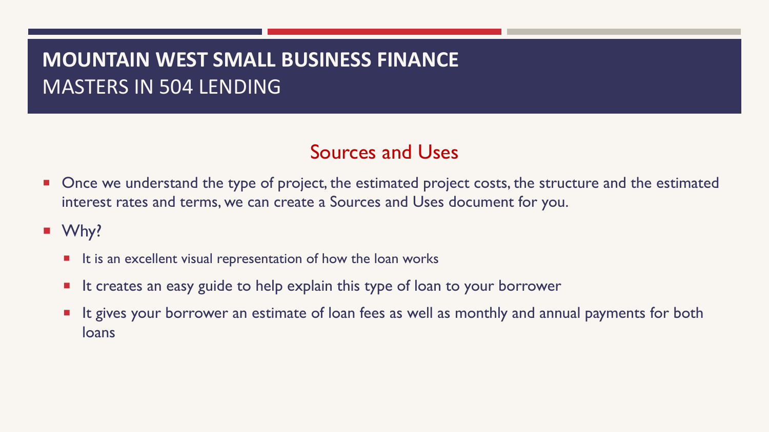# MOUNTAIN WEST SMALL BUSINESS FINANCE

MASTERS IN 504 LENDING

## Sources and Uses

- Once we understand the type of project, the estimated project costs, the structure and the estimated interest rates and terms, we can create a Sources and Uses document for you.
- Why?
  - It is an excellent visual representation of how the loan works
  - It creates an easy guide to help explain this type of loan to your borrower
  - It gives your borrower an estimate of loan fees as well as monthly and annual payments for both loans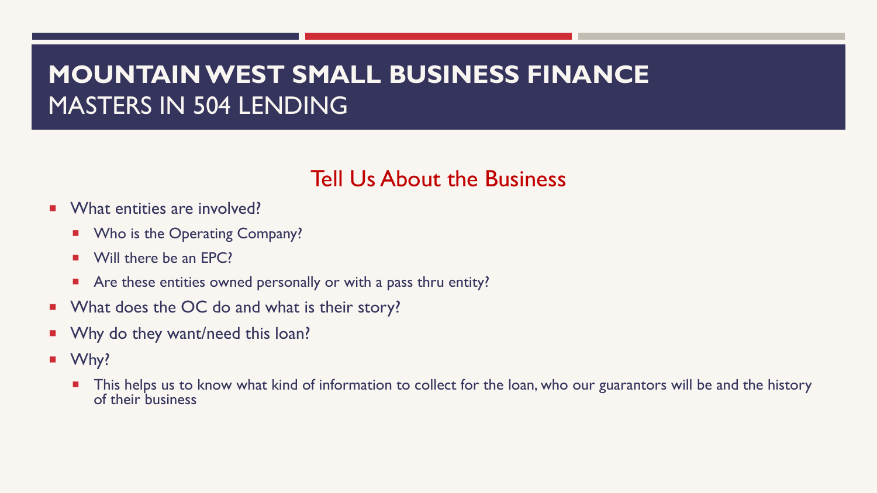# MOUNTAIN WEST SMALL BUSINESS FINANCE
## MASTERS IN 504 LENDING

### Tell Us About the Business

- What entities are involved?
  - Who is the Operating Company?
  - Will there be an EPC?
  - Are these entities owned personally or with a pass thru entity?
- What does the OC do and what is their story?
- Why do they want/need this loan?
- Why?
  - This helps us to know what kind of information to collect for the loan, who our guarantors will be and the history of their business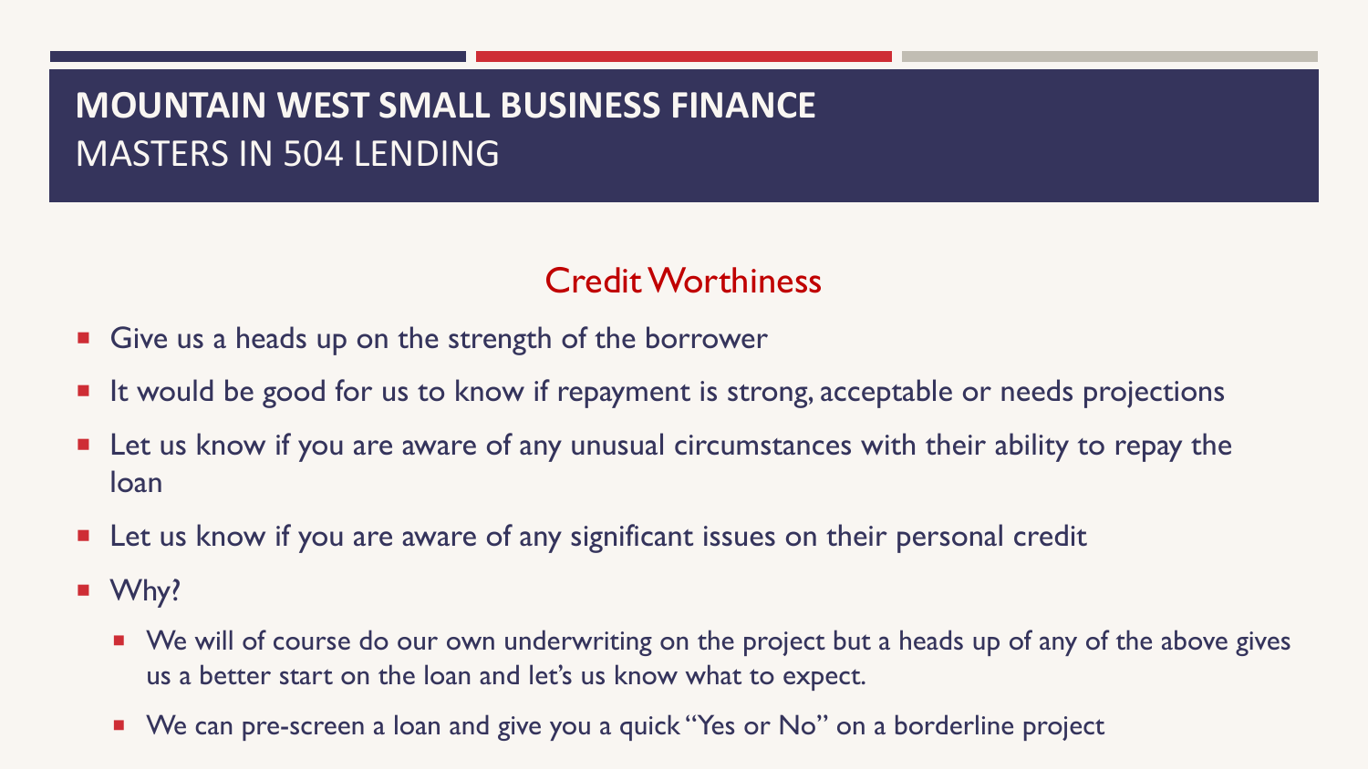# MOUNTAIN WEST SMALL BUSINESS FINANCE

MASTERS IN 504 LENDING

## Credit Worthiness

- Give us a heads up on the strength of the borrower
- It would be good for us to know if repayment is strong, acceptable or needs projections
- Let us know if you are aware of any unusual circumstances with their ability to repay the loan
- Let us know if you are aware of any significant issues on their personal credit
- Why?
  - We will of course do our own underwriting on the project but a heads up of any of the above gives us a better start on the loan and let's us know what to expect.
  - We can pre-screen a loan and give you a quick "Yes or No" on a borderline project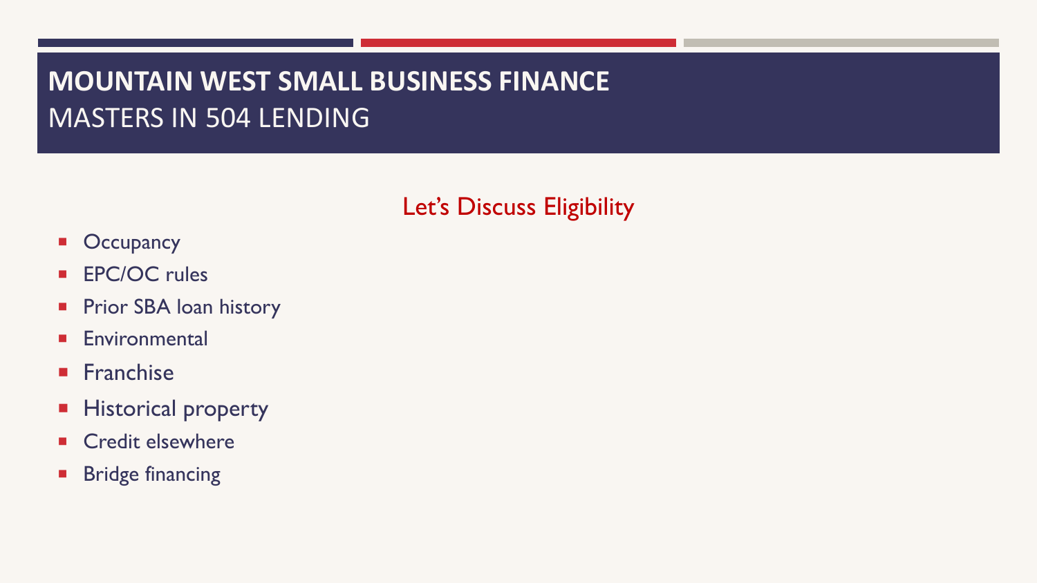# MOUNTAIN WEST SMALL BUSINESS FINANCE
## MASTERS IN 504 LENDING

### Let's Discuss Eligibility

- Occupancy
- EPC/OC rules
- Prior SBA loan history
- Environmental
- Franchise
- Historical property
- Credit elsewhere
- Bridge financing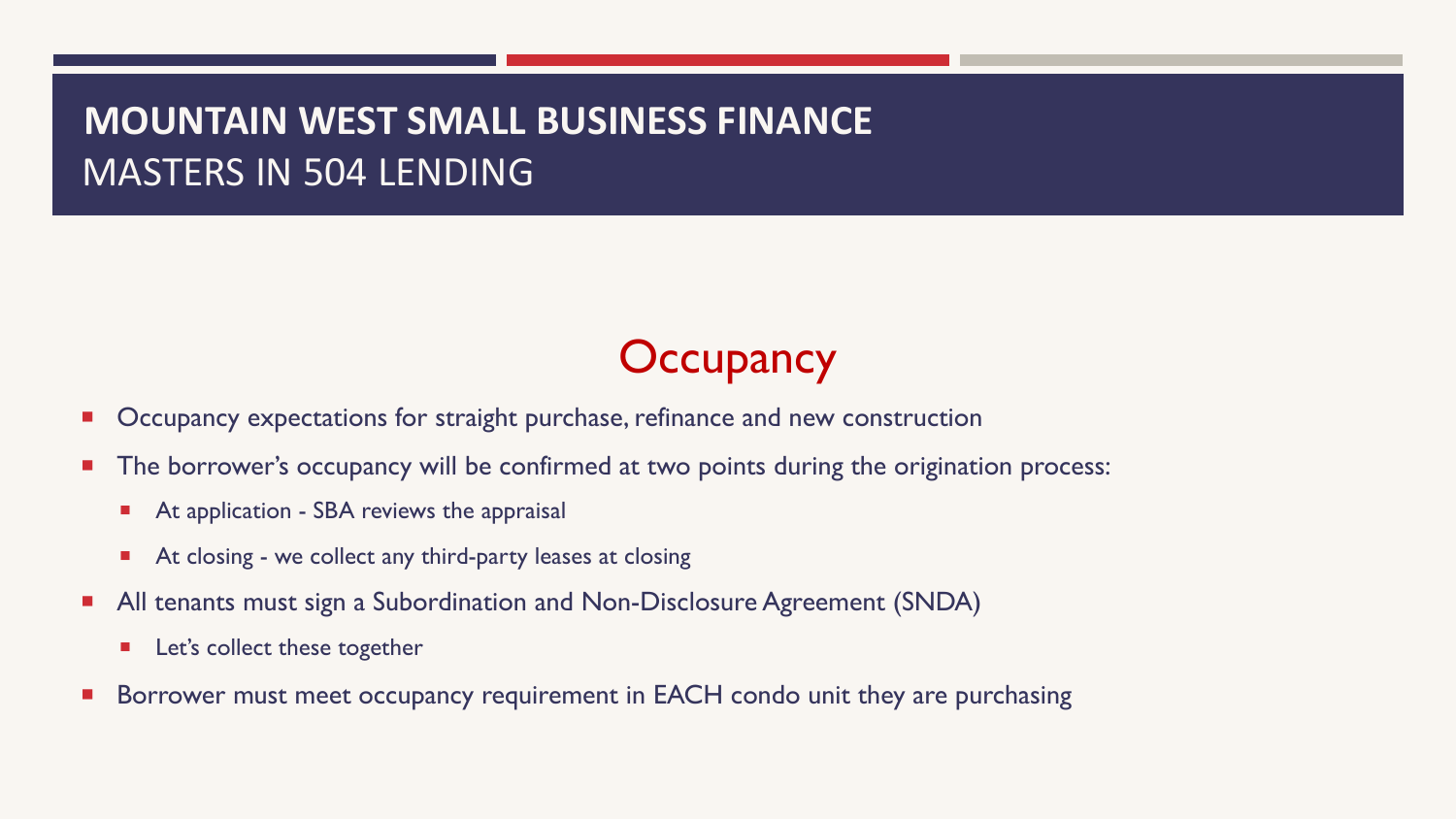**MOUNTAIN WEST SMALL BUSINESS FINANCE**
MASTERS IN 504 LENDING

# Occupancy

- Occupancy expectations for straight purchase, refinance and new construction
- The borrower's occupancy will be confirmed at two points during the origination process:
  - At application - SBA reviews the appraisal
  - At closing - we collect any third-party leases at closing
- All tenants must sign a Subordination and Non-Disclosure Agreement (SNDA)
  - Let's collect these together
- Borrower must meet occupancy requirement in EACH condo unit they are purchasing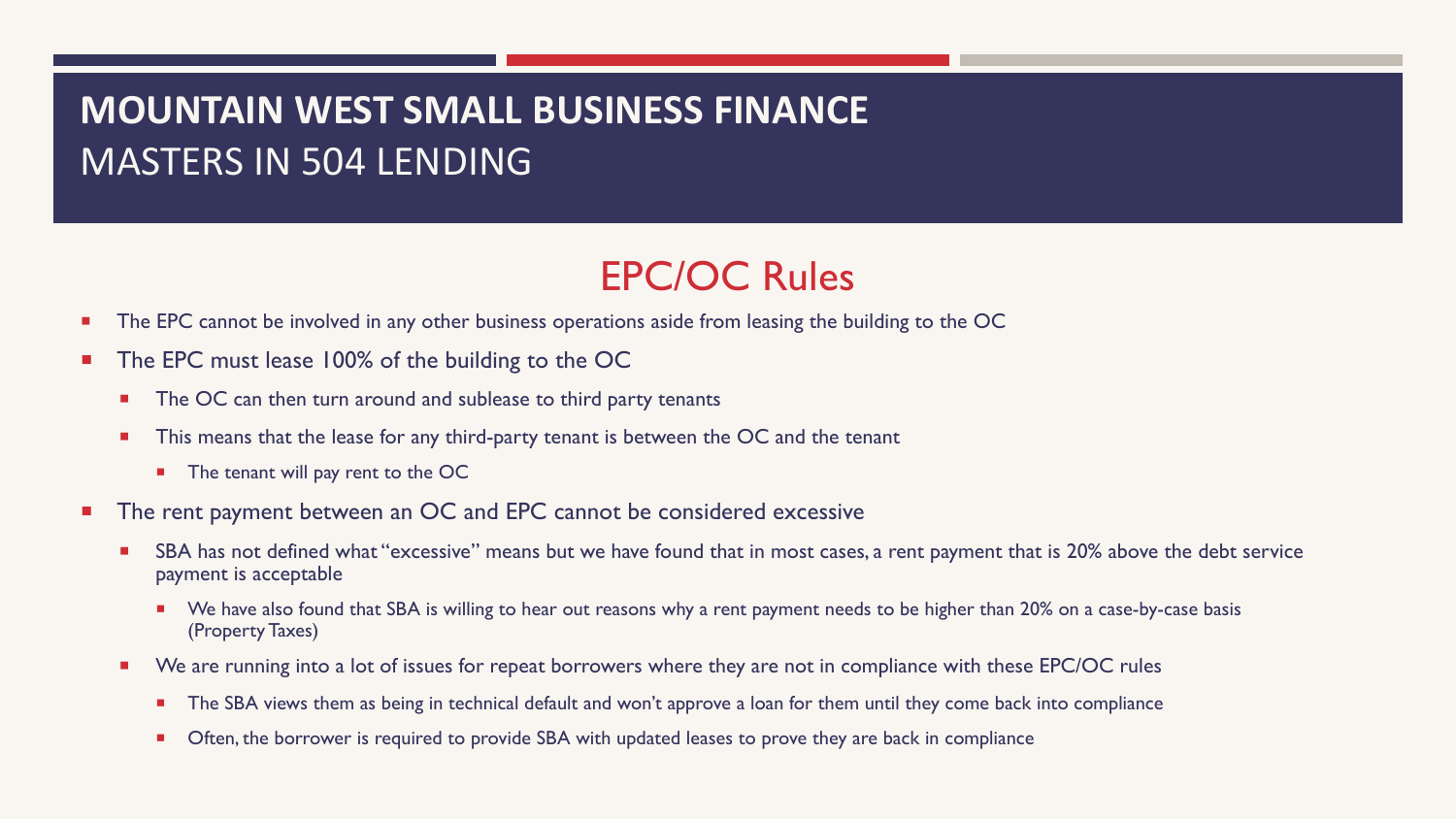# MOUNTAIN WEST SMALL BUSINESS FINANCE

MASTERS IN 504 LENDING

## EPC/OC Rules

- The EPC cannot be involved in any other business operations aside from leasing the building to the OC
- The EPC must lease 100% of the building to the OC
  - The OC can then turn around and sublease to third party tenants
  - This means that the lease for any third-party tenant is between the OC and the tenant
    - The tenant will pay rent to the OC
- The rent payment between an OC and EPC cannot be considered excessive
  - SBA has not defined what "excessive" means but we have found that in most cases, a rent payment that is 20% above the debt service payment is acceptable
    - We have also found that SBA is willing to hear out reasons why a rent payment needs to be higher than 20% on a case-by-case basis (Property Taxes)
  - We are running into a lot of issues for repeat borrowers where they are not in compliance with these EPC/OC rules
    - The SBA views them as being in technical default and won't approve a loan for them until they come back into compliance
    - Often, the borrower is required to provide SBA with updated leases to prove they are back in compliance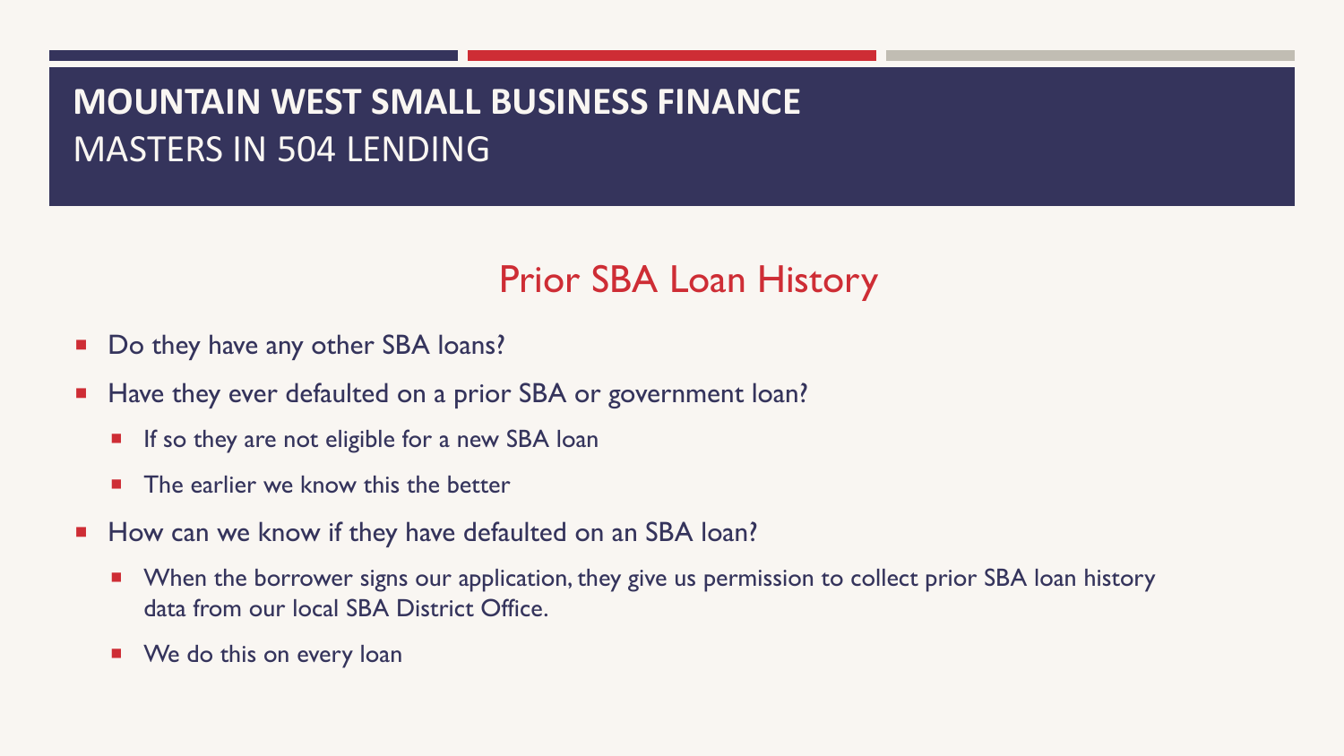# MOUNTAIN WEST SMALL BUSINESS FINANCE
MASTERS IN 504 LENDING

## Prior SBA Loan History

- Do they have any other SBA loans?
- Have they ever defaulted on a prior SBA or government loan?
  - If so they are not eligible for a new SBA loan
  - The earlier we know this the better
- How can we know if they have defaulted on an SBA loan?
  - When the borrower signs our application, they give us permission to collect prior SBA loan history data from our local SBA District Office.
  - We do this on every loan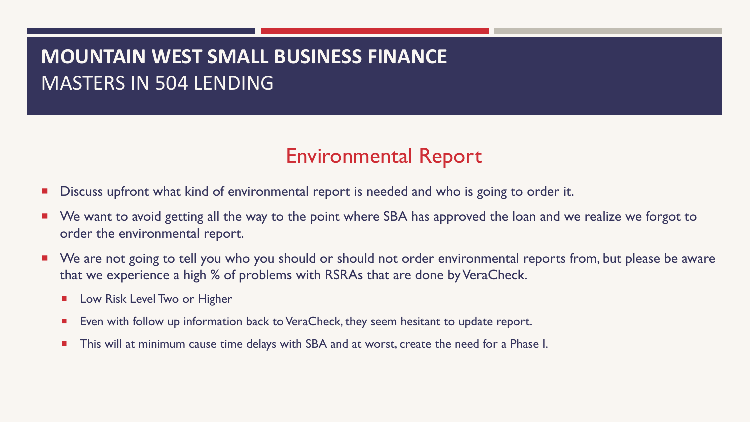## Environmental Report

- Discuss upfront what kind of environmental report is needed and who is going to order it.
- We want to avoid getting all the way to the point where SBA has approved the loan and we realize we forgot to order the environmental report.
- We are not going to tell you who you should or should not order environmental reports from, but please be aware that we experience a high % of problems with RSRAs that are done by VeraCheck.
  - Low Risk Level Two or Higher
  - Even with follow up information back to VeraCheck, they seem hesitant to update report.
  - This will at minimum cause time delays with SBA and at worst, create the need for a Phase I.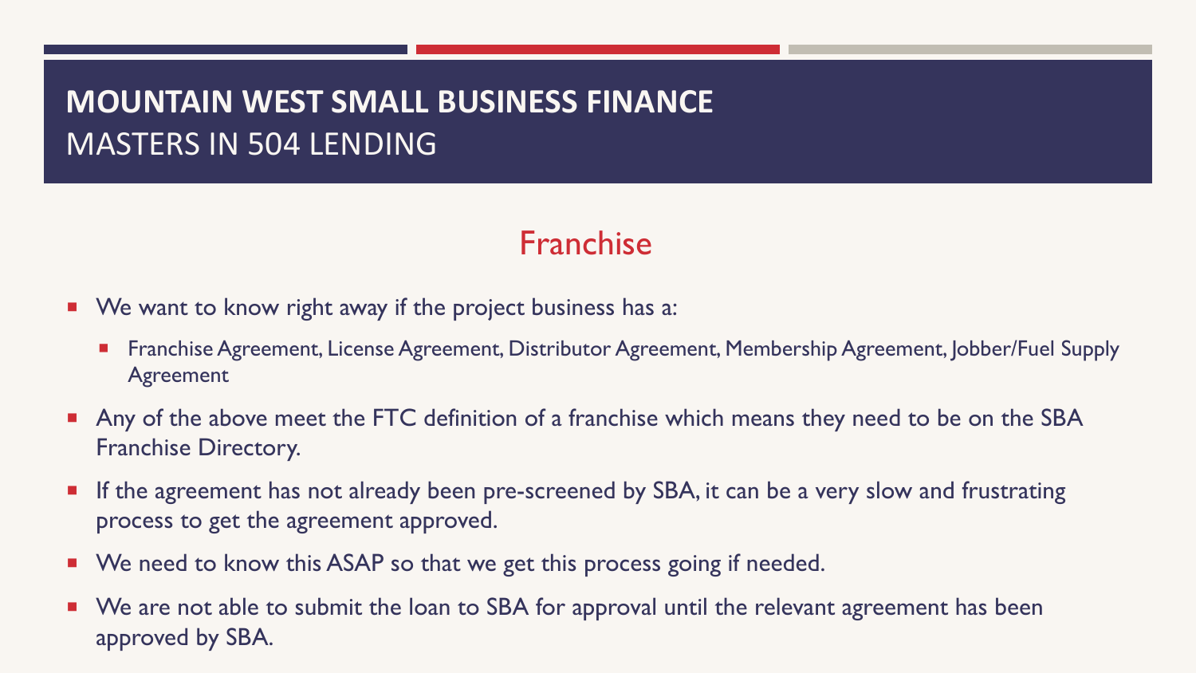# MOUNTAIN WEST SMALL BUSINESS FINANCE

MASTERS IN 504 LENDING

## Franchise

- We want to know right away if the project business has a:
  - Franchise Agreement, License Agreement, Distributor Agreement, Membership Agreement, Jobber/Fuel Supply Agreement
- Any of the above meet the FTC definition of a franchise which means they need to be on the SBA Franchise Directory.
- If the agreement has not already been pre-screened by SBA, it can be a very slow and frustrating process to get the agreement approved.
- We need to know this ASAP so that we get this process going if needed.
- We are not able to submit the loan to SBA for approval until the relevant agreement has been approved by SBA.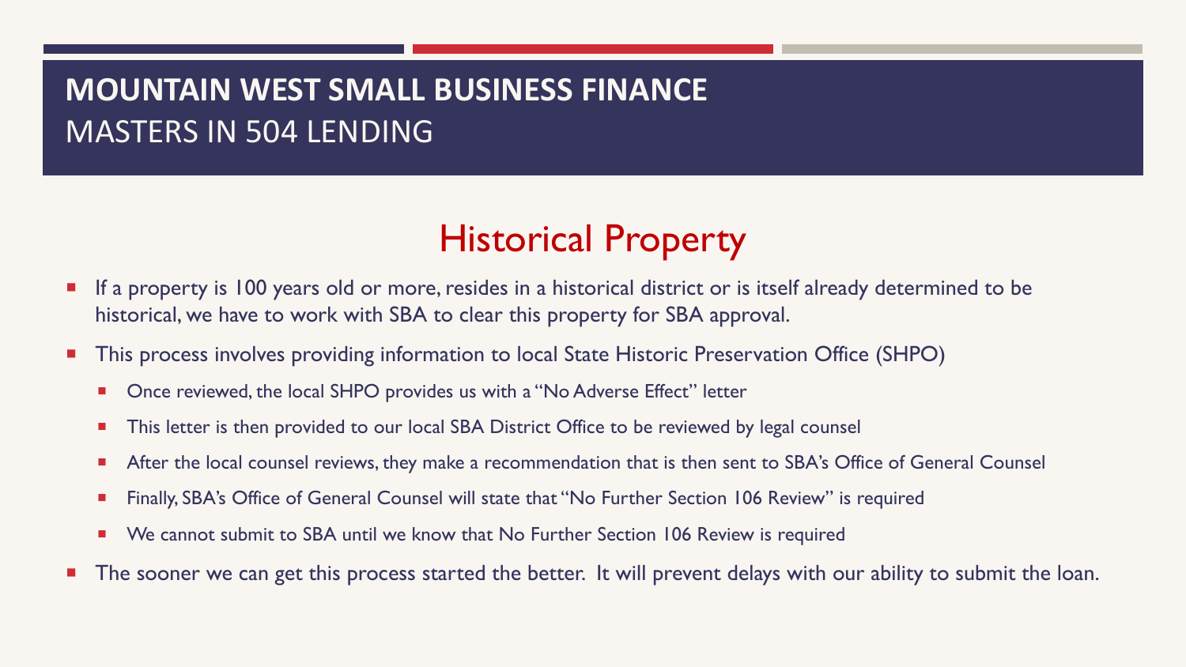# MOUNTAIN WEST SMALL BUSINESS FINANCE
MASTERS IN 504 LENDING

## Historical Property

- If a property is 100 years old or more, resides in a historical district or is itself already determined to be historical, we have to work with SBA to clear this property for SBA approval.
- This process involves providing information to local State Historic Preservation Office (SHPO)
  - Once reviewed, the local SHPO provides us with a "No Adverse Effect" letter
  - This letter is then provided to our local SBA District Office to be reviewed by legal counsel
  - After the local counsel reviews, they make a recommendation that is then sent to SBA's Office of General Counsel
  - Finally, SBA's Office of General Counsel will state that "No Further Section 106 Review" is required
  - We cannot submit to SBA until we know that No Further Section 106 Review is required
- The sooner we can get this process started the better. It will prevent delays with our ability to submit the loan.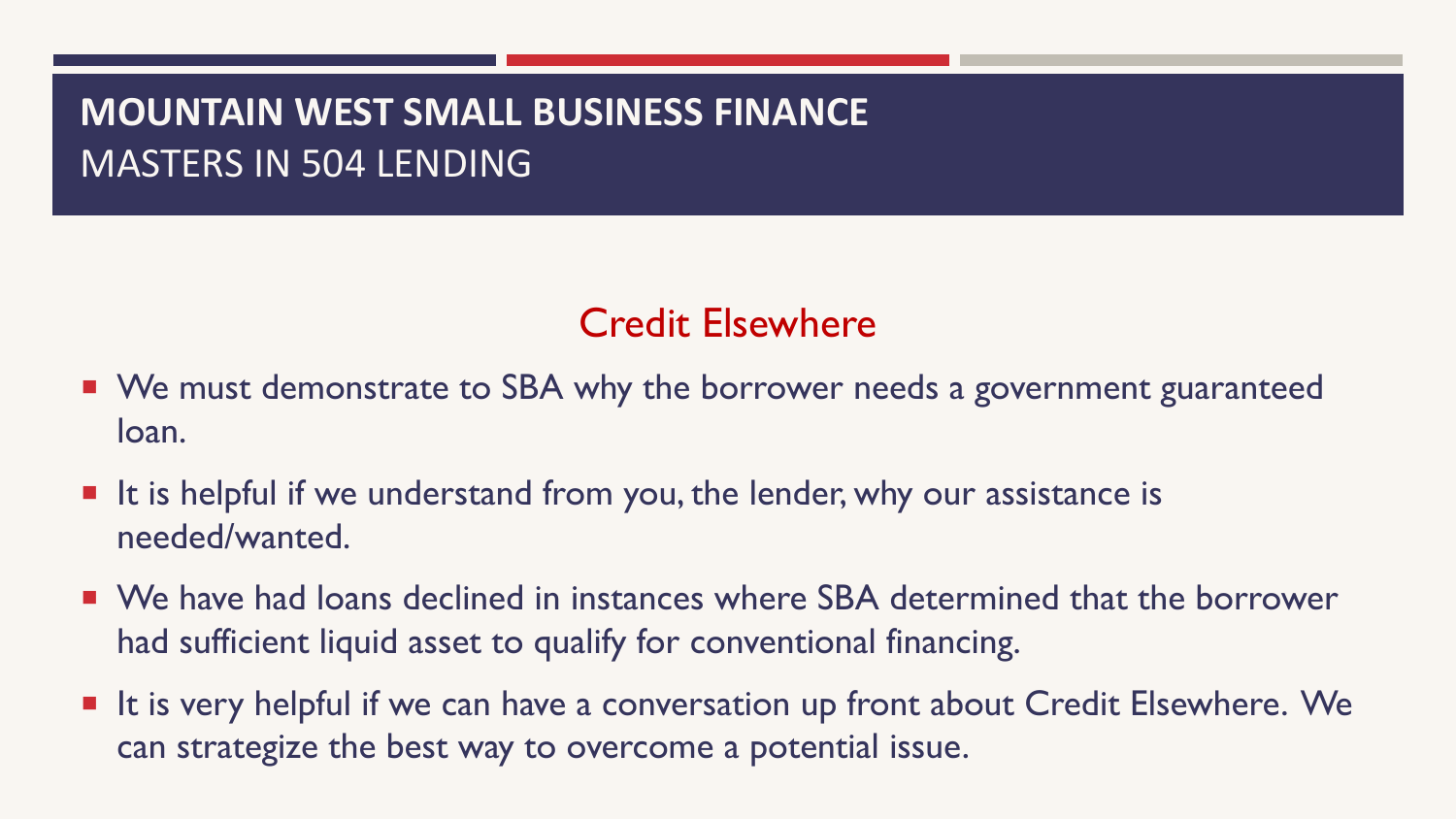# MOUNTAIN WEST SMALL BUSINESS FINANCE
MASTERS IN 504 LENDING

## Credit Elsewhere

- We must demonstrate to SBA why the borrower needs a government guaranteed loan.
- It is helpful if we understand from you, the lender, why our assistance is needed/wanted.
- We have had loans declined in instances where SBA determined that the borrower had sufficient liquid asset to qualify for conventional financing.
- It is very helpful if we can have a conversation up front about Credit Elsewhere. We can strategize the best way to overcome a potential issue.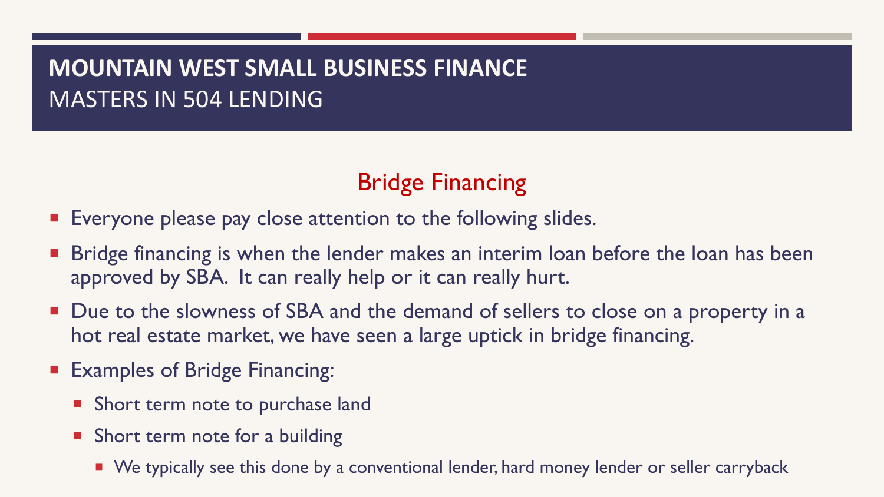# MOUNTAIN WEST SMALL BUSINESS FINANCE
MASTERS IN 504 LENDING

## Bridge Financing

- Everyone please pay close attention to the following slides.
- Bridge financing is when the lender makes an interim loan before the loan has been approved by SBA. It can really help or it can really hurt.
- Due to the slowness of SBA and the demand of sellers to close on a property in a hot real estate market, we have seen a large uptick in bridge financing.
- Examples of Bridge Financing:
  - Short term note to purchase land
  - Short term note for a building
    - We typically see this done by a conventional lender, hard money lender or seller carryback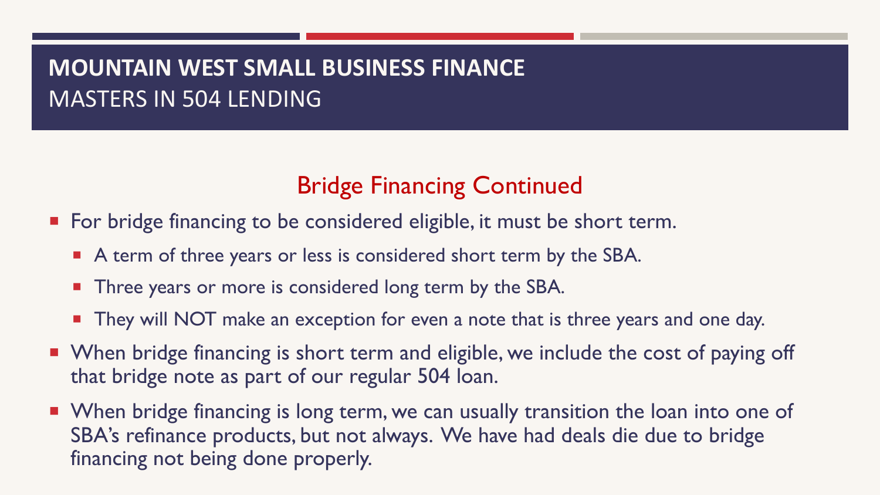# MOUNTAIN WEST SMALL BUSINESS FINANCE
MASTERS IN 504 LENDING

## Bridge Financing Continued

- For bridge financing to be considered eligible, it must be short term.
  - A term of three years or less is considered short term by the SBA.
  - Three years or more is considered long term by the SBA.
  - They will NOT make an exception for even a note that is three years and one day.
- When bridge financing is short term and eligible, we include the cost of paying off that bridge note as part of our regular 504 loan.
- When bridge financing is long term, we can usually transition the loan into one of SBA's refinance products, but not always. We have had deals die due to bridge financing not being done properly.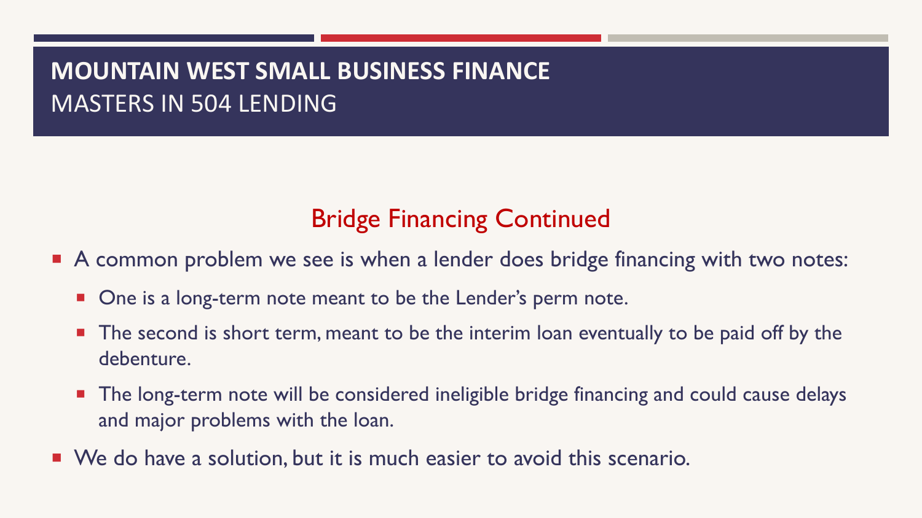# MOUNTAIN WEST SMALL BUSINESS FINANCE
MASTERS IN 504 LENDING

## Bridge Financing Continued

- A common problem we see is when a lender does bridge financing with two notes:
  - One is a long-term note meant to be the Lender's perm note.
  - The second is short term, meant to be the interim loan eventually to be paid off by the debenture.
  - The long-term note will be considered ineligible bridge financing and could cause delays and major problems with the loan.
- We do have a solution, but it is much easier to avoid this scenario.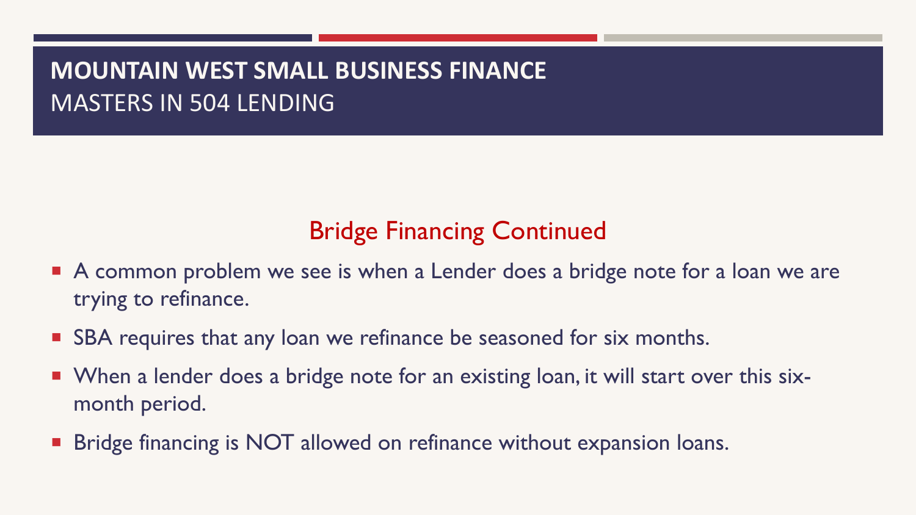# MOUNTAIN WEST SMALL BUSINESS FINANCE
MASTERS IN 504 LENDING

## Bridge Financing Continued

- A common problem we see is when a Lender does a bridge note for a loan we are trying to refinance.
- SBA requires that any loan we refinance be seasoned for six months.
- When a lender does a bridge note for an existing loan, it will start over this six-month period.
- Bridge financing is NOT allowed on refinance without expansion loans.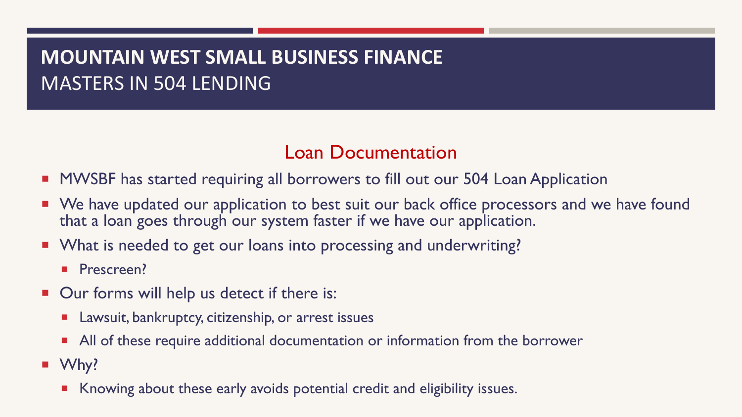# MOUNTAIN WEST SMALL BUSINESS FINANCE

## MASTERS IN 504 LENDING

### Loan Documentation

- MWSBF has started requiring all borrowers to fill out our 504 Loan Application
- We have updated our application to best suit our back office processors and we have found that a loan goes through our system faster if we have our application.
- What is needed to get our loans into processing and underwriting?
  - Prescreen?
- Our forms will help us detect if there is:
  - Lawsuit, bankruptcy, citizenship, or arrest issues
  - All of these require additional documentation or information from the borrower
- Why?
  - Knowing about these early avoids potential credit and eligibility issues.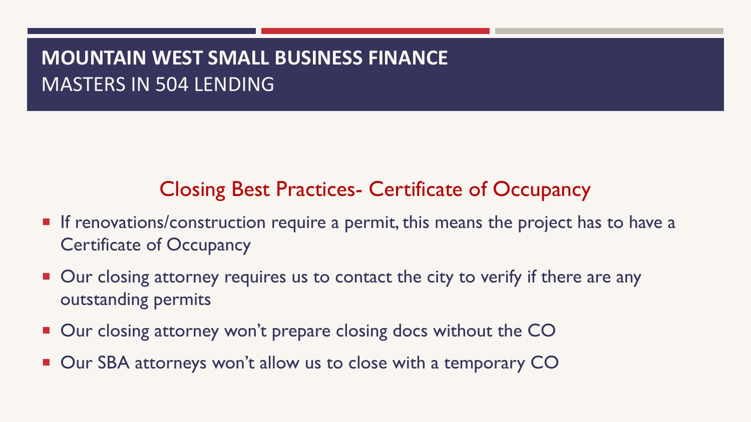# MOUNTAIN WEST SMALL BUSINESS FINANCE
MASTERS IN 504 LENDING

## Closing Best Practices- Certificate of Occupancy

- If renovations/construction require a permit, this means the project has to have a Certificate of Occupancy
- Our closing attorney requires us to contact the city to verify if there are any outstanding permits
- Our closing attorney won't prepare closing docs without the CO
- Our SBA attorneys won't allow us to close with a temporary CO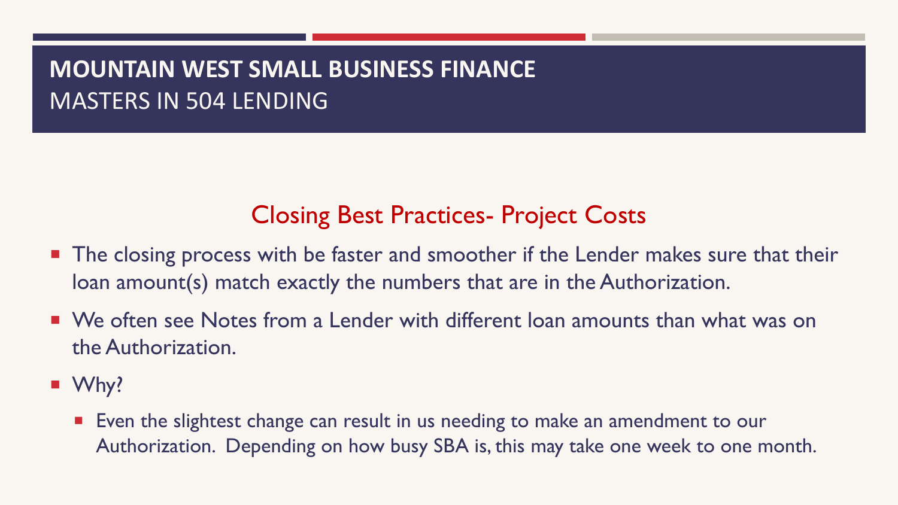# MOUNTAIN WEST SMALL BUSINESS FINANCE

MASTERS IN 504 LENDING

## Closing Best Practices- Project Costs

- The closing process with be faster and smoother if the Lender makes sure that their loan amount(s) match exactly the numbers that are in the Authorization.
- We often see Notes from a Lender with different loan amounts than what was on the Authorization.
- Why?
  - Even the slightest change can result in us needing to make an amendment to our Authorization. Depending on how busy SBA is, this may take one week to one month.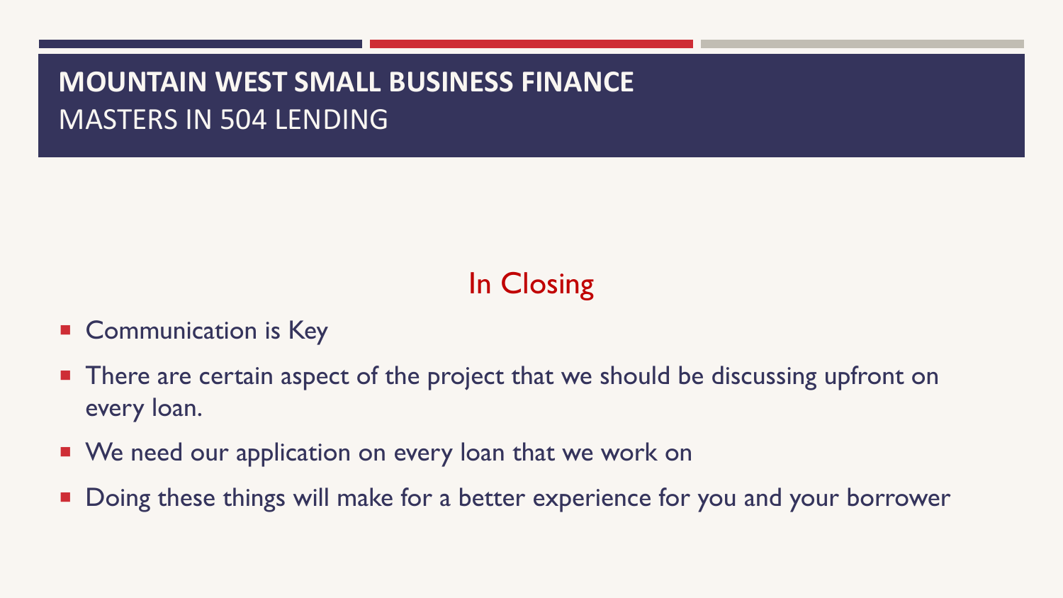# MOUNTAIN WEST SMALL BUSINESS FINANCE
MASTERS IN 504 LENDING

## In Closing

- Communication is Key
- There are certain aspect of the project that we should be discussing upfront on every loan.
- We need our application on every loan that we work on
- Doing these things will make for a better experience for you and your borrower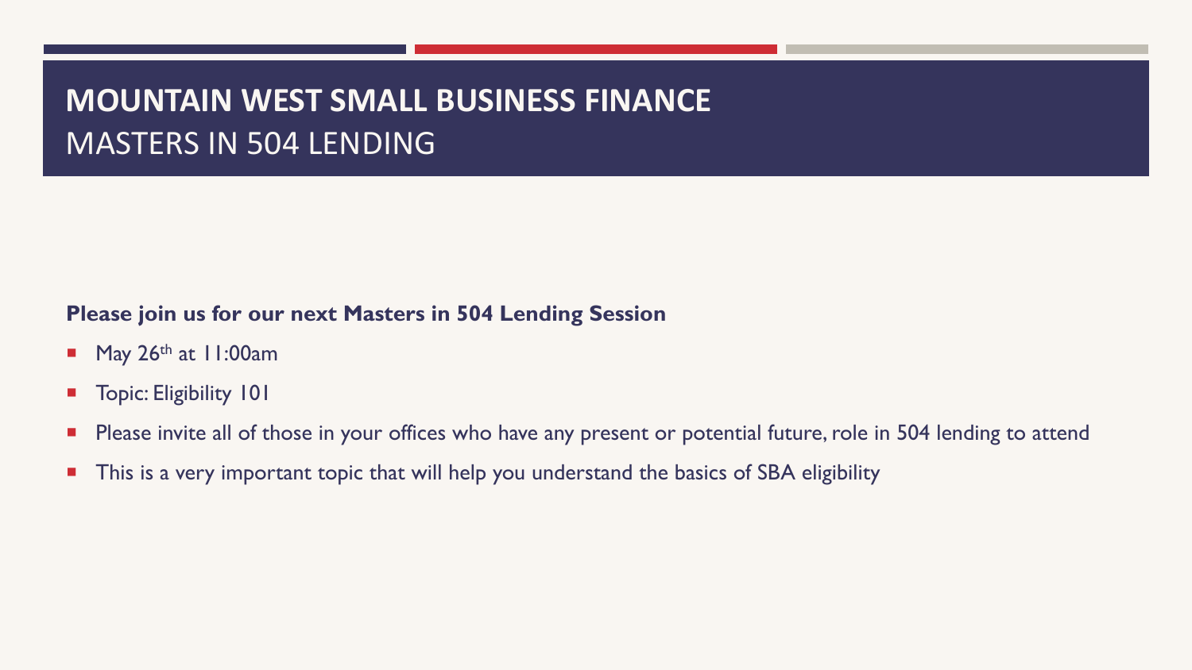# MOUNTAIN WEST SMALL BUSINESS FINANCE
## MASTERS IN 504 LENDING

**Please join us for our next Masters in 504 Lending Session**

- May $26^{th}$ at 11:00am
- Topic: Eligibility 101
- Please invite all of those in your offices who have any present or potential future, role in 504 lending to attend
- This is a very important topic that will help you understand the basics of SBA eligibility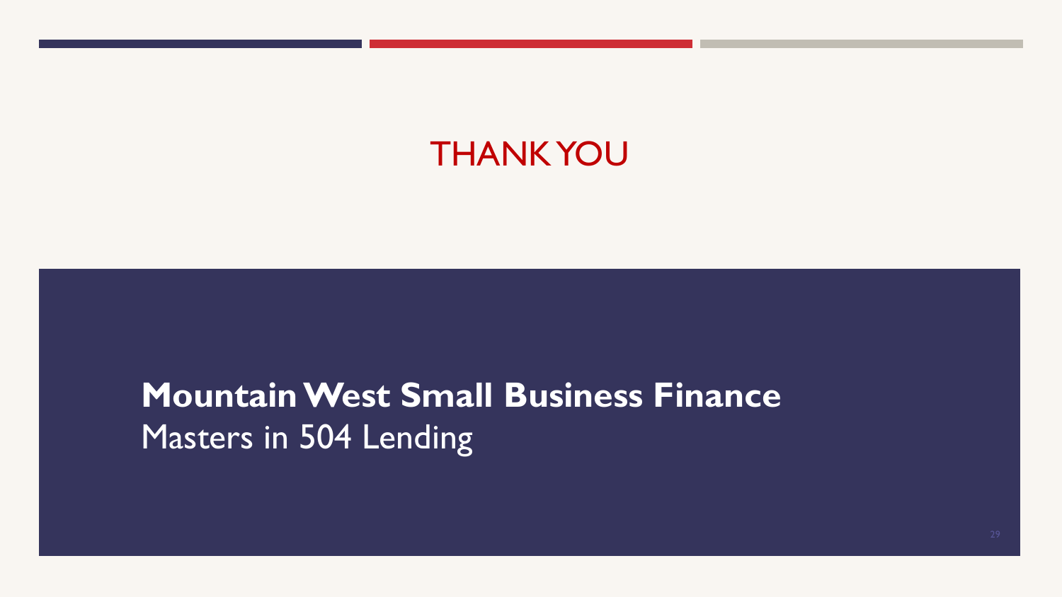# THANK YOU

**Mountain West Small Business Finance**

Masters in 504 Lending